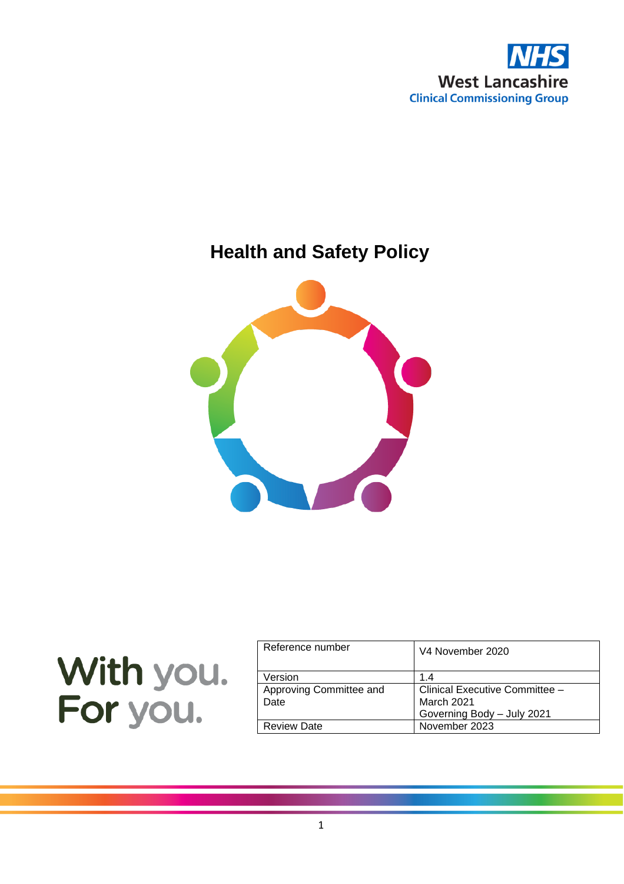NHS

West Lancashire

Clinical Commissioning Group

# Health and Safety Policy

With you.
For you.

| Reference number | V4 November 2020 |
|---|---|
| Version | 1.4 |
| Approving Committee and Date | Clinical Executive Committee – March 2021<br>Governing Body – July 2021 |
| Review Date | November 2023 |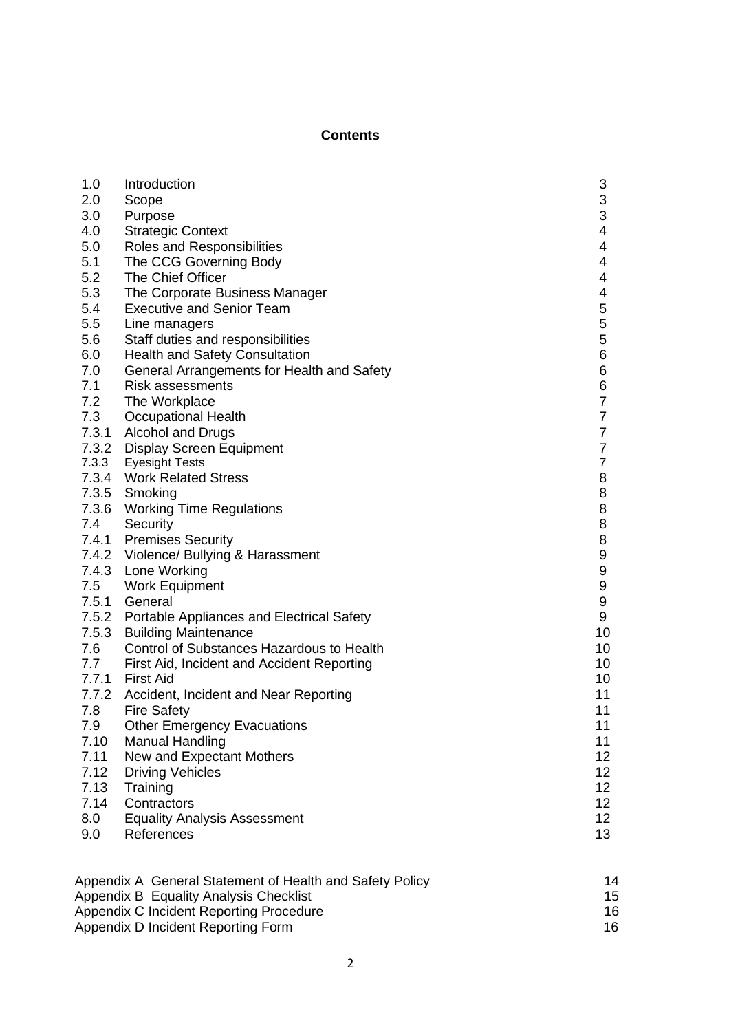**Contents**

| | | |
|---|---|---|
| 1.0 | Introduction | 3 |
| 2.0 | Scope | 3 |
| 3.0 | Purpose | 3 |
| 4.0 | Strategic Context | 4 |
| 5.0 | Roles and Responsibilities | 4 |
| 5.1 | The CCG Governing Body | 4 |
| 5.2 | The Chief Officer | 4 |
| 5.3 | The Corporate Business Manager | 4 |
| 5.4 | Executive and Senior Team | 5 |
| 5.5 | Line managers | 5 |
| 5.6 | Staff duties and responsibilities | 5 |
| 6.0 | Health and Safety Consultation | 6 |
| 7.0 | General Arrangements for Health and Safety | 6 |
| 7.1 | Risk assessments | 6 |
| 7.2 | The Workplace | 7 |
| 7.3 | Occupational Health | 7 |
| 7.3.1 | Alcohol and Drugs | 7 |
| 7.3.2 | Display Screen Equipment | 7 |
| 7.3.3 | Eyesight Tests | 7 |
| 7.3.4 | Work Related Stress | 8 |
| 7.3.5 | Smoking | 8 |
| 7.3.6 | Working Time Regulations | 8 |
| 7.4 | Security | 8 |
| 7.4.1 | Premises Security | 8 |
| 7.4.2 | Violence/ Bullying & Harassment | 9 |
| 7.4.3 | Lone Working | 9 |
| 7.5 | Work Equipment | 9 |
| 7.5.1 | General | 9 |
| 7.5.2 | Portable Appliances and Electrical Safety | 9 |
| 7.5.3 | Building Maintenance | 10 |
| 7.6 | Control of Substances Hazardous to Health | 10 |
| 7.7 | First Aid, Incident and Accident Reporting | 10 |
| 7.7.1 | First Aid | 10 |
| 7.7.2 | Accident, Incident and Near Reporting | 11 |
| 7.8 | Fire Safety | 11 |
| 7.9 | Other Emergency Evacuations | 11 |
| 7.10 | Manual Handling | 11 |
| 7.11 | New and Expectant Mothers | 12 |
| 7.12 | Driving Vehicles | 12 |
| 7.13 | Training | 12 |
| 7.14 | Contractors | 12 |
| 8.0 | Equality Analysis Assessment | 12 |
| 9.0 | References | 13 |

| | |
|---|---|
| Appendix A General Statement of Health and Safety Policy | 14 |
| Appendix B Equality Analysis Checklist | 15 |
| Appendix C Incident Reporting Procedure | 16 |
| Appendix D Incident Reporting Form | 16 |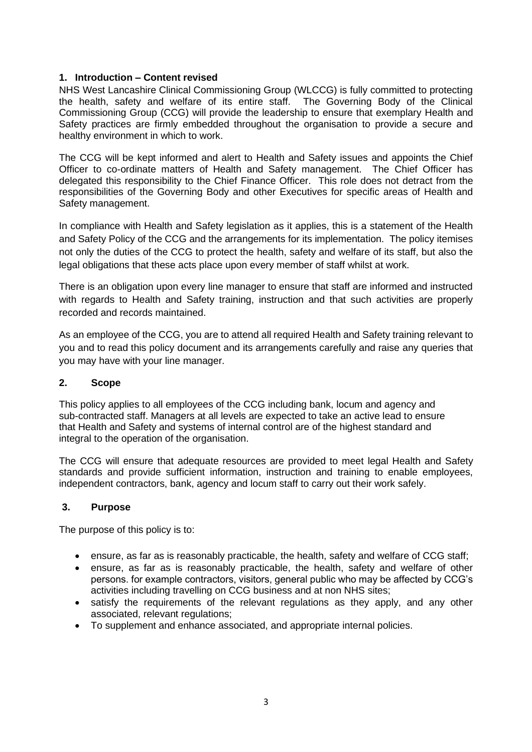## 1. Introduction – Content revised

NHS West Lancashire Clinical Commissioning Group (WLCCG) is fully committed to protecting the health, safety and welfare of its entire staff. The Governing Body of the Clinical Commissioning Group (CCG) will provide the leadership to ensure that exemplary Health and Safety practices are firmly embedded throughout the organisation to provide a secure and healthy environment in which to work.

The CCG will be kept informed and alert to Health and Safety issues and appoints the Chief Officer to co-ordinate matters of Health and Safety management. The Chief Officer has delegated this responsibility to the Chief Finance Officer. This role does not detract from the responsibilities of the Governing Body and other Executives for specific areas of Health and Safety management.

In compliance with Health and Safety legislation as it applies, this is a statement of the Health and Safety Policy of the CCG and the arrangements for its implementation. The policy itemises not only the duties of the CCG to protect the health, safety and welfare of its staff, but also the legal obligations that these acts place upon every member of staff whilst at work.

There is an obligation upon every line manager to ensure that staff are informed and instructed with regards to Health and Safety training, instruction and that such activities are properly recorded and records maintained.

As an employee of the CCG, you are to attend all required Health and Safety training relevant to you and to read this policy document and its arrangements carefully and raise any queries that you may have with your line manager.

## 2. Scope

This policy applies to all employees of the CCG including bank, locum and agency and sub-contracted staff. Managers at all levels are expected to take an active lead to ensure that Health and Safety and systems of internal control are of the highest standard and integral to the operation of the organisation.

The CCG will ensure that adequate resources are provided to meet legal Health and Safety standards and provide sufficient information, instruction and training to enable employees, independent contractors, bank, agency and locum staff to carry out their work safely.

## 3. Purpose

The purpose of this policy is to:

- ensure, as far as is reasonably practicable, the health, safety and welfare of CCG staff;
- ensure, as far as is reasonably practicable, the health, safety and welfare of other persons. for example contractors, visitors, general public who may be affected by CCG's activities including travelling on CCG business and at non NHS sites;
- satisfy the requirements of the relevant regulations as they apply, and any other associated, relevant regulations;
- To supplement and enhance associated, and appropriate internal policies.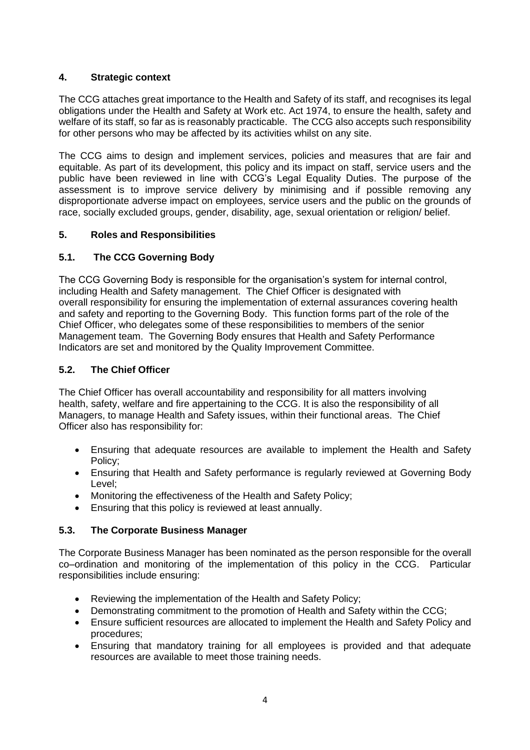## 4. Strategic context

The CCG attaches great importance to the Health and Safety of its staff, and recognises its legal obligations under the Health and Safety at Work etc. Act 1974, to ensure the health, safety and welfare of its staff, so far as is reasonably practicable. The CCG also accepts such responsibility for other persons who may be affected by its activities whilst on any site.

The CCG aims to design and implement services, policies and measures that are fair and equitable. As part of its development, this policy and its impact on staff, service users and the public have been reviewed in line with CCG's Legal Equality Duties. The purpose of the assessment is to improve service delivery by minimising and if possible removing any disproportionate adverse impact on employees, service users and the public on the grounds of race, socially excluded groups, gender, disability, age, sexual orientation or religion/ belief.

## 5. Roles and Responsibilities

### 5.1. The CCG Governing Body

The CCG Governing Body is responsible for the organisation's system for internal control, including Health and Safety management. The Chief Officer is designated with overall responsibility for ensuring the implementation of external assurances covering health and safety and reporting to the Governing Body. This function forms part of the role of the Chief Officer, who delegates some of these responsibilities to members of the senior Management team. The Governing Body ensures that Health and Safety Performance Indicators are set and monitored by the Quality Improvement Committee.

### 5.2. The Chief Officer

The Chief Officer has overall accountability and responsibility for all matters involving health, safety, welfare and fire appertaining to the CCG. It is also the responsibility of all Managers, to manage Health and Safety issues, within their functional areas. The Chief Officer also has responsibility for:

- Ensuring that adequate resources are available to implement the Health and Safety Policy;
- Ensuring that Health and Safety performance is regularly reviewed at Governing Body Level;
- Monitoring the effectiveness of the Health and Safety Policy;
- Ensuring that this policy is reviewed at least annually.

### 5.3. The Corporate Business Manager

The Corporate Business Manager has been nominated as the person responsible for the overall co–ordination and monitoring of the implementation of this policy in the CCG. Particular responsibilities include ensuring:

- Reviewing the implementation of the Health and Safety Policy;
- Demonstrating commitment to the promotion of Health and Safety within the CCG;
- Ensure sufficient resources are allocated to implement the Health and Safety Policy and procedures;
- Ensuring that mandatory training for all employees is provided and that adequate resources are available to meet those training needs.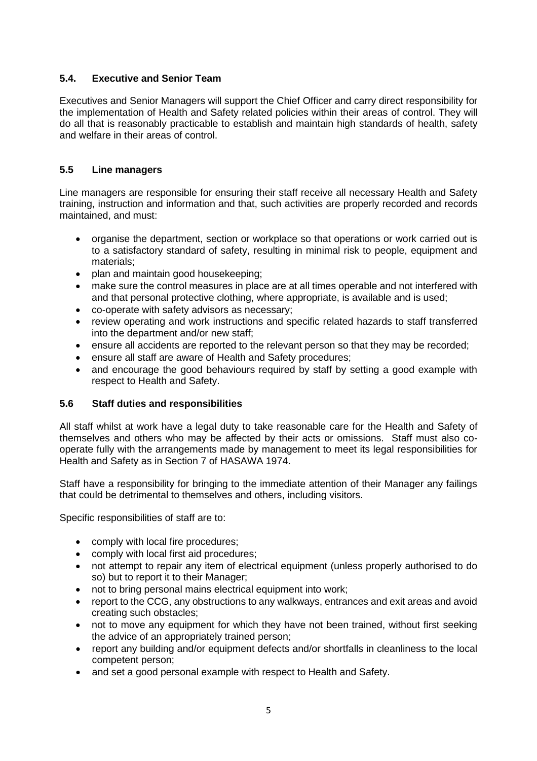### 5.4. Executive and Senior Team

Executives and Senior Managers will support the Chief Officer and carry direct responsibility for the implementation of Health and Safety related policies within their areas of control. They will do all that is reasonably practicable to establish and maintain high standards of health, safety and welfare in their areas of control.

### 5.5 Line managers

Line managers are responsible for ensuring their staff receive all necessary Health and Safety training, instruction and information and that, such activities are properly recorded and records maintained, and must:

- organise the department, section or workplace so that operations or work carried out is to a satisfactory standard of safety, resulting in minimal risk to people, equipment and materials;
- plan and maintain good housekeeping;
- make sure the control measures in place are at all times operable and not interfered with and that personal protective clothing, where appropriate, is available and is used;
- co-operate with safety advisors as necessary;
- review operating and work instructions and specific related hazards to staff transferred into the department and/or new staff;
- ensure all accidents are reported to the relevant person so that they may be recorded;
- ensure all staff are aware of Health and Safety procedures;
- and encourage the good behaviours required by staff by setting a good example with respect to Health and Safety.

### 5.6 Staff duties and responsibilities

All staff whilst at work have a legal duty to take reasonable care for the Health and Safety of themselves and others who may be affected by their acts or omissions. Staff must also co-operate fully with the arrangements made by management to meet its legal responsibilities for Health and Safety as in Section 7 of HASAWA 1974.

Staff have a responsibility for bringing to the immediate attention of their Manager any failings that could be detrimental to themselves and others, including visitors.

Specific responsibilities of staff are to:

- comply with local fire procedures;
- comply with local first aid procedures;
- not attempt to repair any item of electrical equipment (unless properly authorised to do so) but to report it to their Manager;
- not to bring personal mains electrical equipment into work;
- report to the CCG, any obstructions to any walkways, entrances and exit areas and avoid creating such obstacles;
- not to move any equipment for which they have not been trained, without first seeking the advice of an appropriately trained person;
- report any building and/or equipment defects and/or shortfalls in cleanliness to the local competent person;
- and set a good personal example with respect to Health and Safety.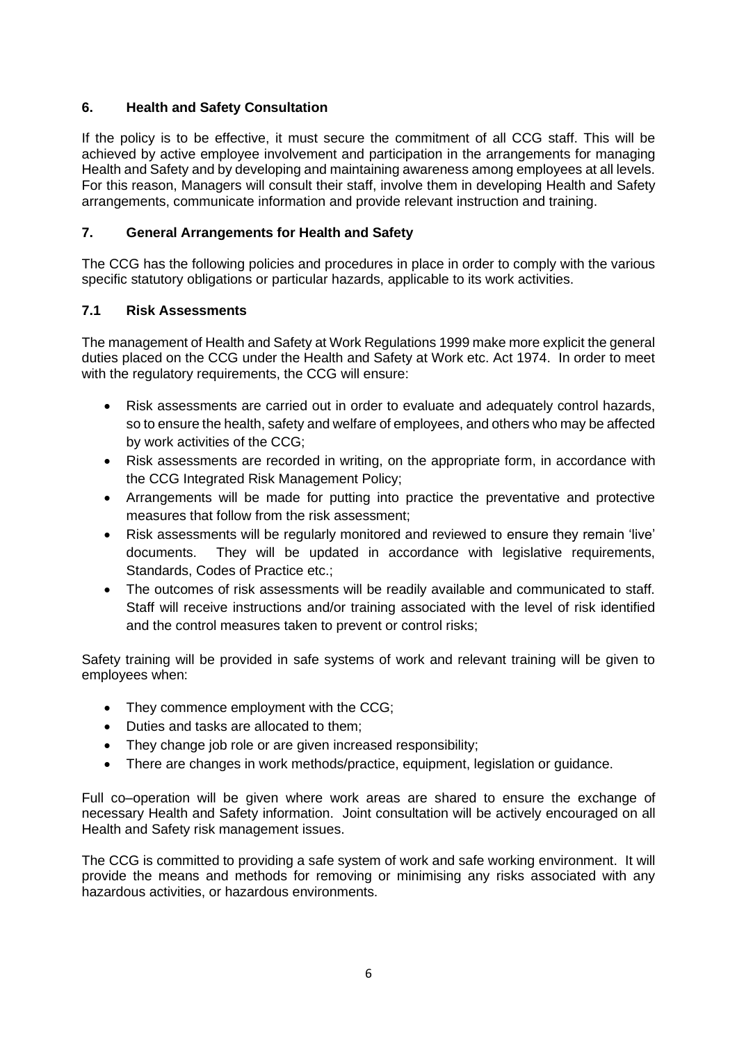## 6. Health and Safety Consultation

If the policy is to be effective, it must secure the commitment of all CCG staff. This will be achieved by active employee involvement and participation in the arrangements for managing Health and Safety and by developing and maintaining awareness among employees at all levels. For this reason, Managers will consult their staff, involve them in developing Health and Safety arrangements, communicate information and provide relevant instruction and training.

## 7. General Arrangements for Health and Safety

The CCG has the following policies and procedures in place in order to comply with the various specific statutory obligations or particular hazards, applicable to its work activities.

### 7.1 Risk Assessments

The management of Health and Safety at Work Regulations 1999 make more explicit the general duties placed on the CCG under the Health and Safety at Work etc. Act 1974. In order to meet with the regulatory requirements, the CCG will ensure:

- Risk assessments are carried out in order to evaluate and adequately control hazards, so to ensure the health, safety and welfare of employees, and others who may be affected by work activities of the CCG;
- Risk assessments are recorded in writing, on the appropriate form, in accordance with the CCG Integrated Risk Management Policy;
- Arrangements will be made for putting into practice the preventative and protective measures that follow from the risk assessment;
- Risk assessments will be regularly monitored and reviewed to ensure they remain 'live' documents. They will be updated in accordance with legislative requirements, Standards, Codes of Practice etc.;
- The outcomes of risk assessments will be readily available and communicated to staff. Staff will receive instructions and/or training associated with the level of risk identified and the control measures taken to prevent or control risks;

Safety training will be provided in safe systems of work and relevant training will be given to employees when:

- They commence employment with the CCG;
- Duties and tasks are allocated to them;
- They change job role or are given increased responsibility;
- There are changes in work methods/practice, equipment, legislation or guidance.

Full co–operation will be given where work areas are shared to ensure the exchange of necessary Health and Safety information. Joint consultation will be actively encouraged on all Health and Safety risk management issues.

The CCG is committed to providing a safe system of work and safe working environment. It will provide the means and methods for removing or minimising any risks associated with any hazardous activities, or hazardous environments.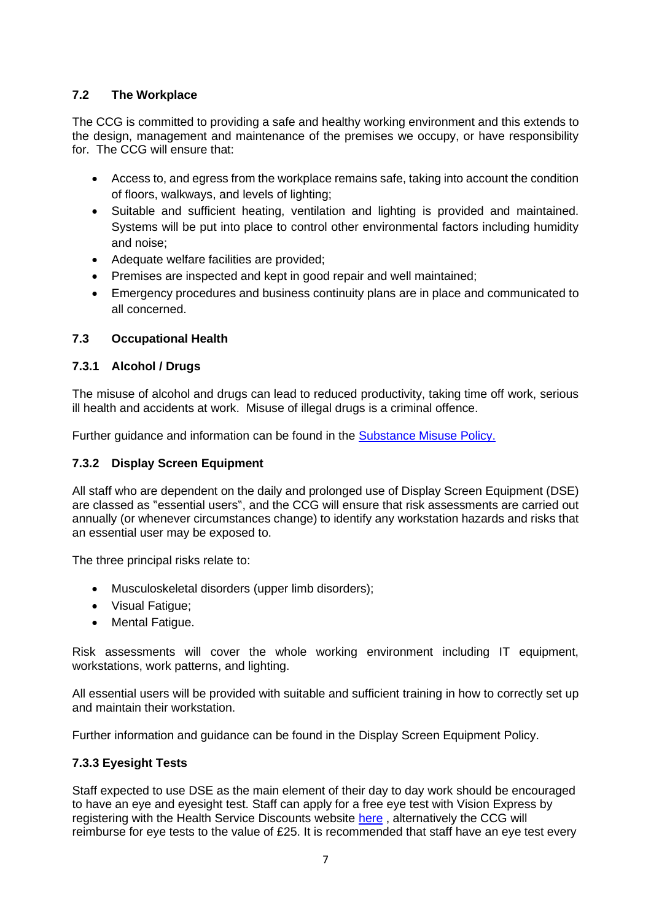### 7.2 The Workplace

The CCG is committed to providing a safe and healthy working environment and this extends to the design, management and maintenance of the premises we occupy, or have responsibility for. The CCG will ensure that:

- Access to, and egress from the workplace remains safe, taking into account the condition of floors, walkways, and levels of lighting;
- Suitable and sufficient heating, ventilation and lighting is provided and maintained. Systems will be put into place to control other environmental factors including humidity and noise;
- Adequate welfare facilities are provided;
- Premises are inspected and kept in good repair and well maintained;
- Emergency procedures and business continuity plans are in place and communicated to all concerned.

### 7.3 Occupational Health

#### 7.3.1 Alcohol / Drugs

The misuse of alcohol and drugs can lead to reduced productivity, taking time off work, serious ill health and accidents at work. Misuse of illegal drugs is a criminal offence.

Further guidance and information can be found in the Substance Misuse Policy.

#### 7.3.2 Display Screen Equipment

All staff who are dependent on the daily and prolonged use of Display Screen Equipment (DSE) are classed as "essential users", and the CCG will ensure that risk assessments are carried out annually (or whenever circumstances change) to identify any workstation hazards and risks that an essential user may be exposed to.

The three principal risks relate to:

- Musculoskeletal disorders (upper limb disorders);
- Visual Fatigue;
- Mental Fatigue.

Risk assessments will cover the whole working environment including IT equipment, workstations, work patterns, and lighting.

All essential users will be provided with suitable and sufficient training in how to correctly set up and maintain their workstation.

Further information and guidance can be found in the Display Screen Equipment Policy.

#### 7.3.3 Eyesight Tests

Staff expected to use DSE as the main element of their day to day work should be encouraged to have an eye and eyesight test. Staff can apply for a free eye test with Vision Express by registering with the Health Service Discounts website here , alternatively the CCG will reimburse for eye tests to the value of £25. It is recommended that staff have an eye test every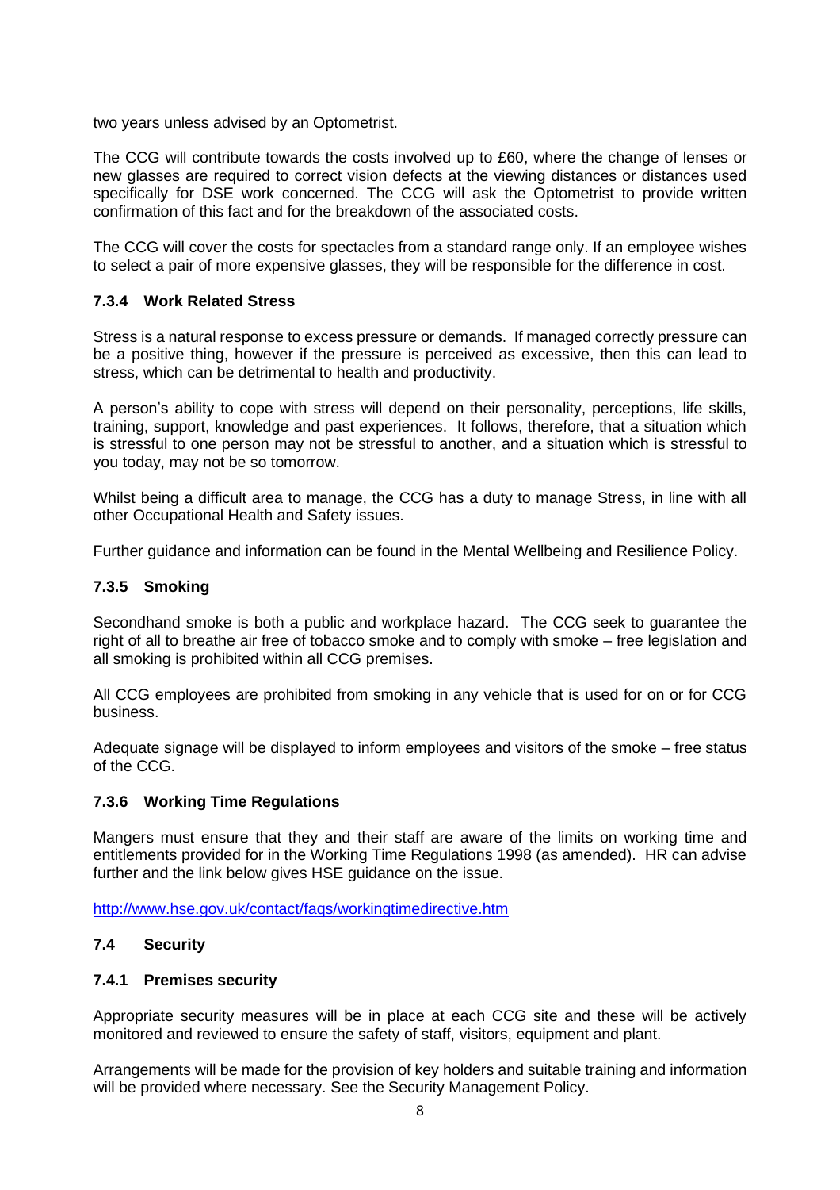two years unless advised by an Optometrist.

The CCG will contribute towards the costs involved up to £60, where the change of lenses or new glasses are required to correct vision defects at the viewing distances or distances used specifically for DSE work concerned. The CCG will ask the Optometrist to provide written confirmation of this fact and for the breakdown of the associated costs.

The CCG will cover the costs for spectacles from a standard range only. If an employee wishes to select a pair of more expensive glasses, they will be responsible for the difference in cost.

#### 7.3.4 Work Related Stress

Stress is a natural response to excess pressure or demands. If managed correctly pressure can be a positive thing, however if the pressure is perceived as excessive, then this can lead to stress, which can be detrimental to health and productivity.

A person's ability to cope with stress will depend on their personality, perceptions, life skills, training, support, knowledge and past experiences. It follows, therefore, that a situation which is stressful to one person may not be stressful to another, and a situation which is stressful to you today, may not be so tomorrow.

Whilst being a difficult area to manage, the CCG has a duty to manage Stress, in line with all other Occupational Health and Safety issues.

Further guidance and information can be found in the Mental Wellbeing and Resilience Policy.

#### 7.3.5 Smoking

Secondhand smoke is both a public and workplace hazard. The CCG seek to guarantee the right of all to breathe air free of tobacco smoke and to comply with smoke – free legislation and all smoking is prohibited within all CCG premises.

All CCG employees are prohibited from smoking in any vehicle that is used for on or for CCG business.

Adequate signage will be displayed to inform employees and visitors of the smoke – free status of the CCG.

#### 7.3.6 Working Time Regulations

Mangers must ensure that they and their staff are aware of the limits on working time and entitlements provided for in the Working Time Regulations 1998 (as amended). HR can advise further and the link below gives HSE guidance on the issue.

http://www.hse.gov.uk/contact/faqs/workingtimedirective.htm

### 7.4 Security

#### 7.4.1 Premises security

Appropriate security measures will be in place at each CCG site and these will be actively monitored and reviewed to ensure the safety of staff, visitors, equipment and plant.

Arrangements will be made for the provision of key holders and suitable training and information will be provided where necessary. See the Security Management Policy.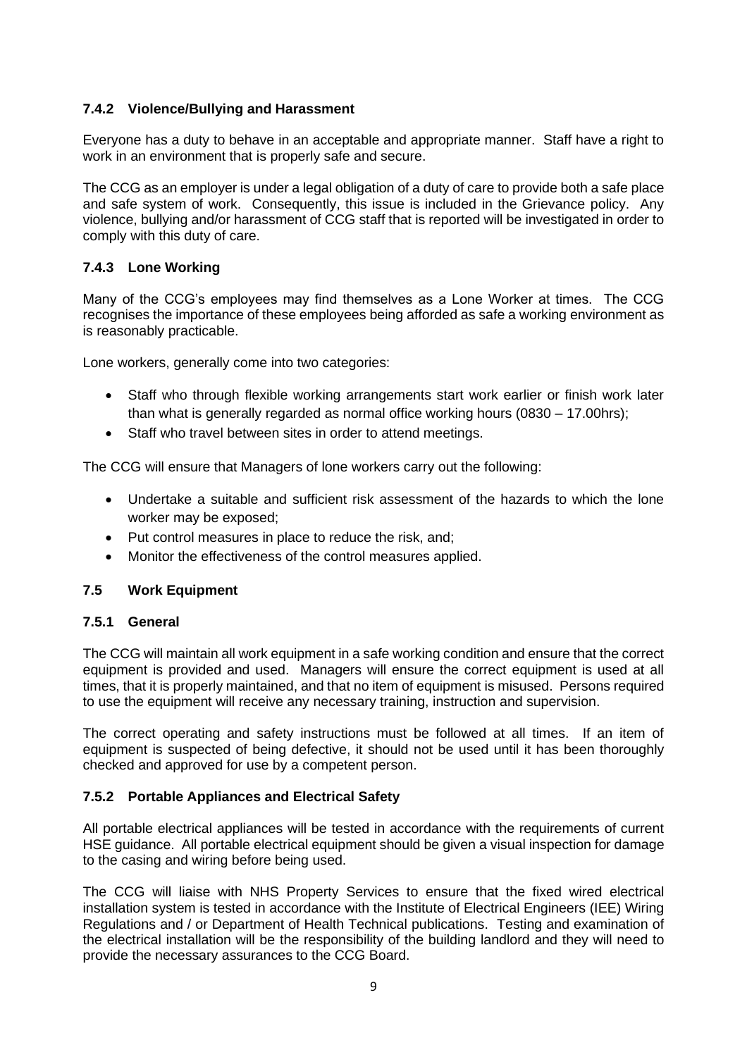### 7.4.2 Violence/Bullying and Harassment

Everyone has a duty to behave in an acceptable and appropriate manner. Staff have a right to work in an environment that is properly safe and secure.

The CCG as an employer is under a legal obligation of a duty of care to provide both a safe place and safe system of work. Consequently, this issue is included in the Grievance policy. Any violence, bullying and/or harassment of CCG staff that is reported will be investigated in order to comply with this duty of care.

### 7.4.3 Lone Working

Many of the CCG's employees may find themselves as a Lone Worker at times. The CCG recognises the importance of these employees being afforded as safe a working environment as is reasonably practicable.

Lone workers, generally come into two categories:

- Staff who through flexible working arrangements start work earlier or finish work later than what is generally regarded as normal office working hours (0830 – 17.00hrs);
- Staff who travel between sites in order to attend meetings.

The CCG will ensure that Managers of lone workers carry out the following:

- Undertake a suitable and sufficient risk assessment of the hazards to which the lone worker may be exposed;
- Put control measures in place to reduce the risk, and;
- Monitor the effectiveness of the control measures applied.

## 7.5 Work Equipment

### 7.5.1 General

The CCG will maintain all work equipment in a safe working condition and ensure that the correct equipment is provided and used. Managers will ensure the correct equipment is used at all times, that it is properly maintained, and that no item of equipment is misused. Persons required to use the equipment will receive any necessary training, instruction and supervision.

The correct operating and safety instructions must be followed at all times. If an item of equipment is suspected of being defective, it should not be used until it has been thoroughly checked and approved for use by a competent person.

### 7.5.2 Portable Appliances and Electrical Safety

All portable electrical appliances will be tested in accordance with the requirements of current HSE guidance. All portable electrical equipment should be given a visual inspection for damage to the casing and wiring before being used.

The CCG will liaise with NHS Property Services to ensure that the fixed wired electrical installation system is tested in accordance with the Institute of Electrical Engineers (IEE) Wiring Regulations and / or Department of Health Technical publications. Testing and examination of the electrical installation will be the responsibility of the building landlord and they will need to provide the necessary assurances to the CCG Board.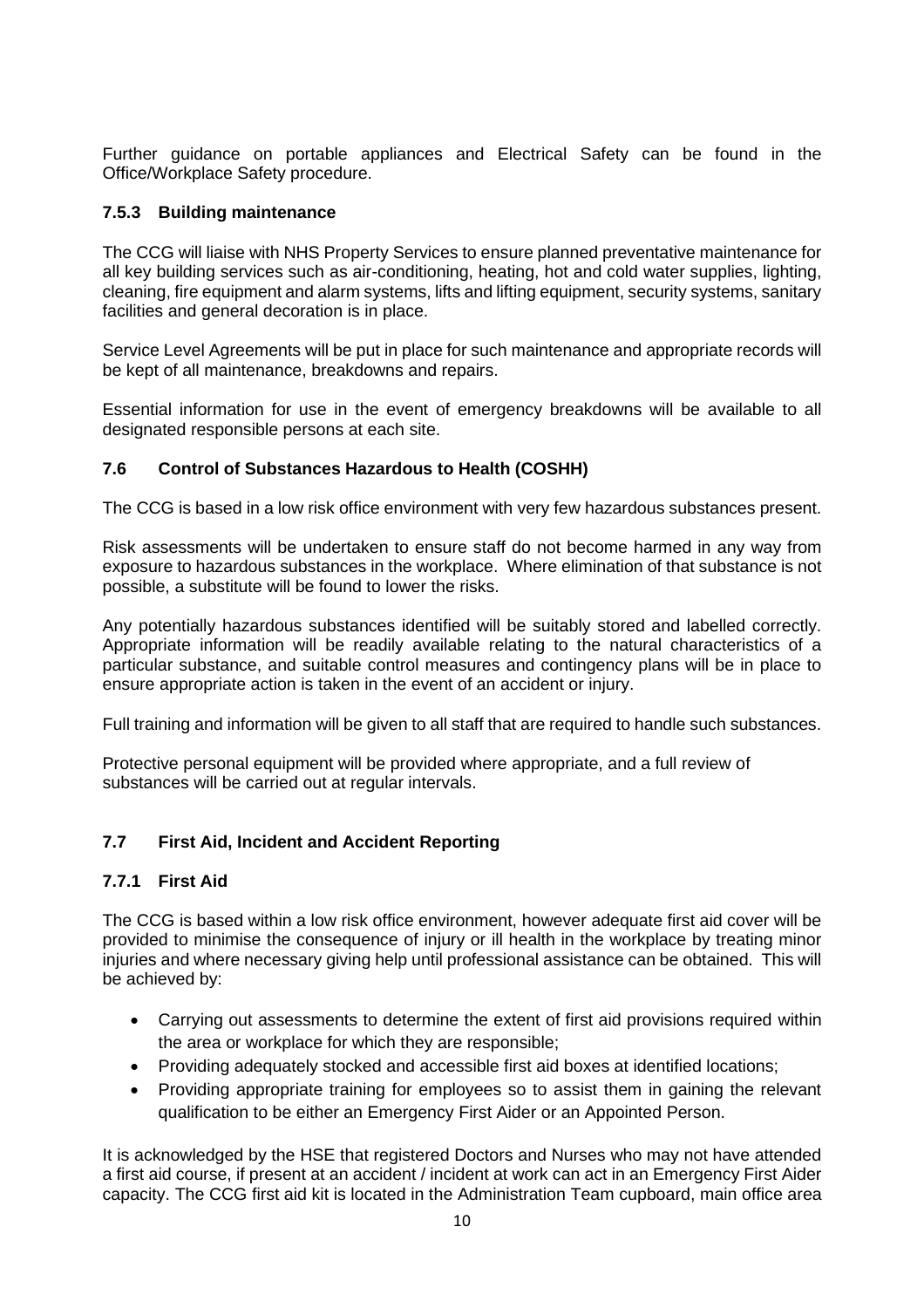Further guidance on portable appliances and Electrical Safety can be found in the Office/Workplace Safety procedure.

### 7.5.3 Building maintenance

The CCG will liaise with NHS Property Services to ensure planned preventative maintenance for all key building services such as air-conditioning, heating, hot and cold water supplies, lighting, cleaning, fire equipment and alarm systems, lifts and lifting equipment, security systems, sanitary facilities and general decoration is in place.

Service Level Agreements will be put in place for such maintenance and appropriate records will be kept of all maintenance, breakdowns and repairs.

Essential information for use in the event of emergency breakdowns will be available to all designated responsible persons at each site.

## 7.6 Control of Substances Hazardous to Health (COSHH)

The CCG is based in a low risk office environment with very few hazardous substances present.

Risk assessments will be undertaken to ensure staff do not become harmed in any way from exposure to hazardous substances in the workplace. Where elimination of that substance is not possible, a substitute will be found to lower the risks.

Any potentially hazardous substances identified will be suitably stored and labelled correctly. Appropriate information will be readily available relating to the natural characteristics of a particular substance, and suitable control measures and contingency plans will be in place to ensure appropriate action is taken in the event of an accident or injury.

Full training and information will be given to all staff that are required to handle such substances.

Protective personal equipment will be provided where appropriate, and a full review of substances will be carried out at regular intervals.

## 7.7 First Aid, Incident and Accident Reporting

### 7.7.1 First Aid

The CCG is based within a low risk office environment, however adequate first aid cover will be provided to minimise the consequence of injury or ill health in the workplace by treating minor injuries and where necessary giving help until professional assistance can be obtained. This will be achieved by:

- Carrying out assessments to determine the extent of first aid provisions required within the area or workplace for which they are responsible;
- Providing adequately stocked and accessible first aid boxes at identified locations;
- Providing appropriate training for employees so to assist them in gaining the relevant qualification to be either an Emergency First Aider or an Appointed Person.

It is acknowledged by the HSE that registered Doctors and Nurses who may not have attended a first aid course, if present at an accident / incident at work can act in an Emergency First Aider capacity. The CCG first aid kit is located in the Administration Team cupboard, main office area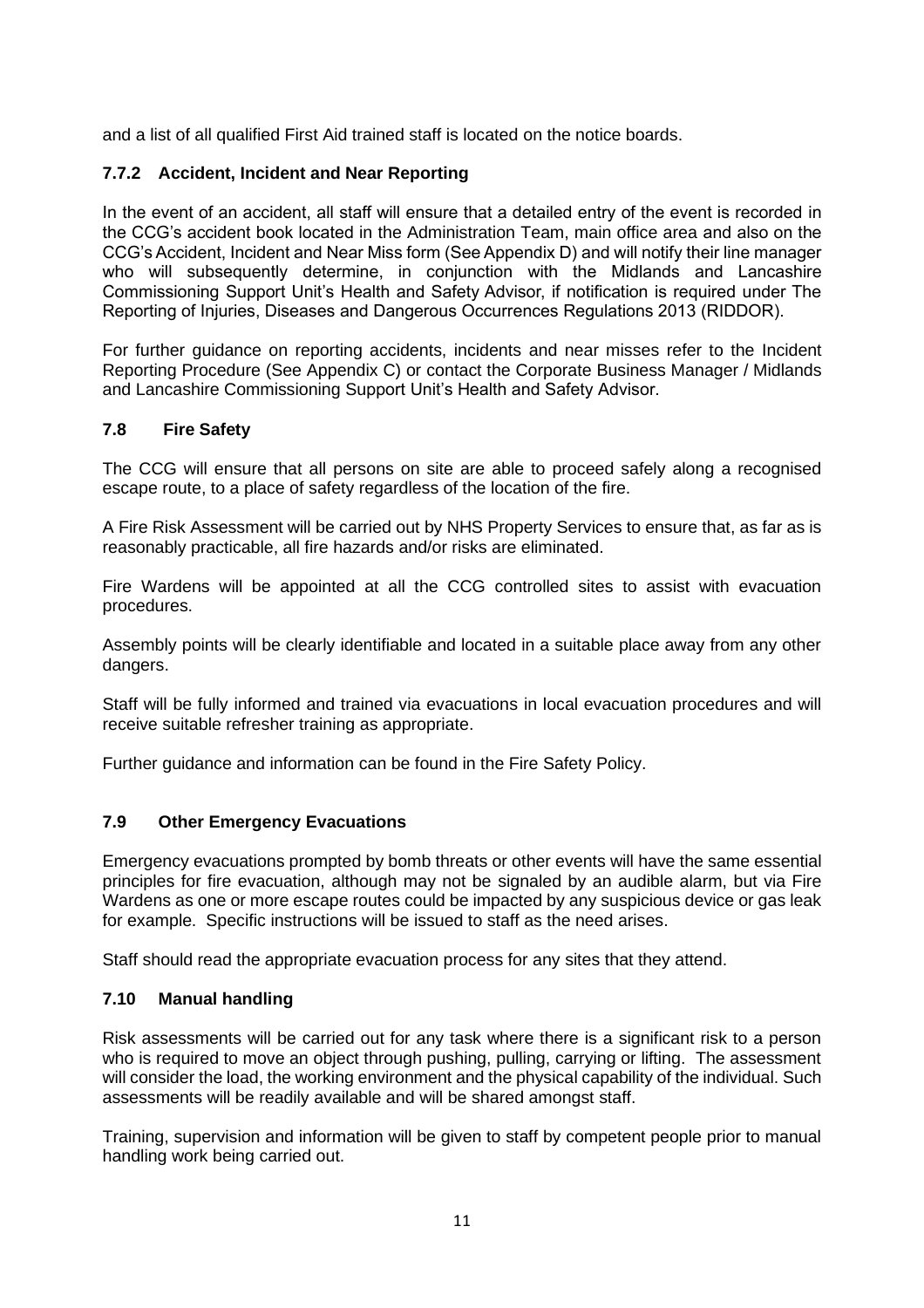and a list of all qualified First Aid trained staff is located on the notice boards.

### 7.7.2 Accident, Incident and Near Reporting

In the event of an accident, all staff will ensure that a detailed entry of the event is recorded in the CCG's accident book located in the Administration Team, main office area and also on the CCG's Accident, Incident and Near Miss form (See Appendix D) and will notify their line manager who will subsequently determine, in conjunction with the Midlands and Lancashire Commissioning Support Unit's Health and Safety Advisor, if notification is required under The Reporting of Injuries, Diseases and Dangerous Occurrences Regulations 2013 (RIDDOR).

For further guidance on reporting accidents, incidents and near misses refer to the Incident Reporting Procedure (See Appendix C) or contact the Corporate Business Manager / Midlands and Lancashire Commissioning Support Unit's Health and Safety Advisor.

### 7.8 Fire Safety

The CCG will ensure that all persons on site are able to proceed safely along a recognised escape route, to a place of safety regardless of the location of the fire.

A Fire Risk Assessment will be carried out by NHS Property Services to ensure that, as far as is reasonably practicable, all fire hazards and/or risks are eliminated.

Fire Wardens will be appointed at all the CCG controlled sites to assist with evacuation procedures.

Assembly points will be clearly identifiable and located in a suitable place away from any other dangers.

Staff will be fully informed and trained via evacuations in local evacuation procedures and will receive suitable refresher training as appropriate.

Further guidance and information can be found in the Fire Safety Policy.

### 7.9 Other Emergency Evacuations

Emergency evacuations prompted by bomb threats or other events will have the same essential principles for fire evacuation, although may not be signaled by an audible alarm, but via Fire Wardens as one or more escape routes could be impacted by any suspicious device or gas leak for example. Specific instructions will be issued to staff as the need arises.

Staff should read the appropriate evacuation process for any sites that they attend.

### 7.10 Manual handling

Risk assessments will be carried out for any task where there is a significant risk to a person who is required to move an object through pushing, pulling, carrying or lifting. The assessment will consider the load, the working environment and the physical capability of the individual. Such assessments will be readily available and will be shared amongst staff.

Training, supervision and information will be given to staff by competent people prior to manual handling work being carried out.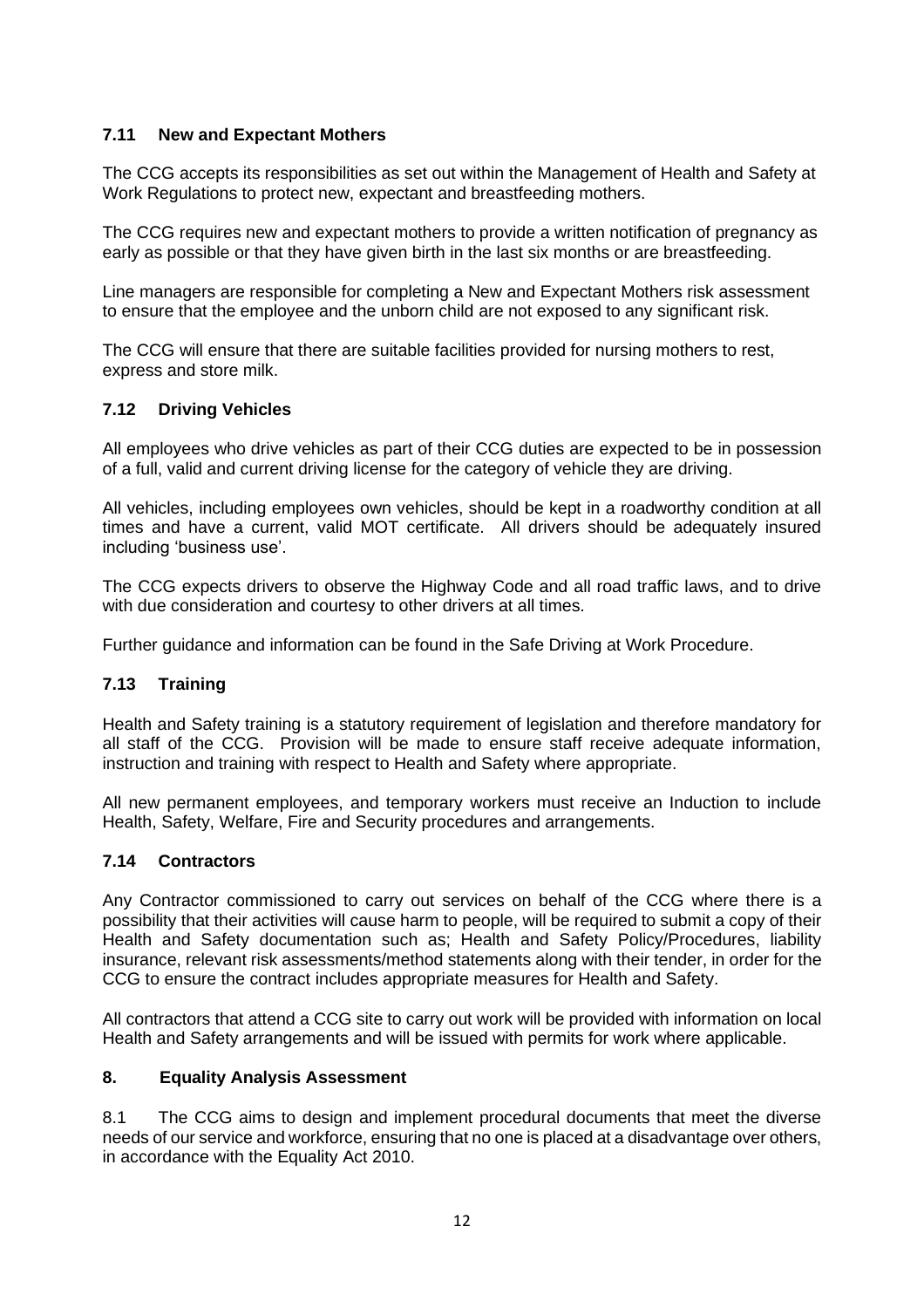### 7.11 New and Expectant Mothers

The CCG accepts its responsibilities as set out within the Management of Health and Safety at Work Regulations to protect new, expectant and breastfeeding mothers.

The CCG requires new and expectant mothers to provide a written notification of pregnancy as early as possible or that they have given birth in the last six months or are breastfeeding.

Line managers are responsible for completing a New and Expectant Mothers risk assessment to ensure that the employee and the unborn child are not exposed to any significant risk.

The CCG will ensure that there are suitable facilities provided for nursing mothers to rest, express and store milk.

### 7.12 Driving Vehicles

All employees who drive vehicles as part of their CCG duties are expected to be in possession of a full, valid and current driving license for the category of vehicle they are driving.

All vehicles, including employees own vehicles, should be kept in a roadworthy condition at all times and have a current, valid MOT certificate. All drivers should be adequately insured including 'business use'.

The CCG expects drivers to observe the Highway Code and all road traffic laws, and to drive with due consideration and courtesy to other drivers at all times.

Further guidance and information can be found in the Safe Driving at Work Procedure.

### 7.13 Training

Health and Safety training is a statutory requirement of legislation and therefore mandatory for all staff of the CCG. Provision will be made to ensure staff receive adequate information, instruction and training with respect to Health and Safety where appropriate.

All new permanent employees, and temporary workers must receive an Induction to include Health, Safety, Welfare, Fire and Security procedures and arrangements.

### 7.14 Contractors

Any Contractor commissioned to carry out services on behalf of the CCG where there is a possibility that their activities will cause harm to people, will be required to submit a copy of their Health and Safety documentation such as; Health and Safety Policy/Procedures, liability insurance, relevant risk assessments/method statements along with their tender, in order for the CCG to ensure the contract includes appropriate measures for Health and Safety.

All contractors that attend a CCG site to carry out work will be provided with information on local Health and Safety arrangements and will be issued with permits for work where applicable.

## 8. Equality Analysis Assessment

8.1 The CCG aims to design and implement procedural documents that meet the diverse needs of our service and workforce, ensuring that no one is placed at a disadvantage over others, in accordance with the Equality Act 2010.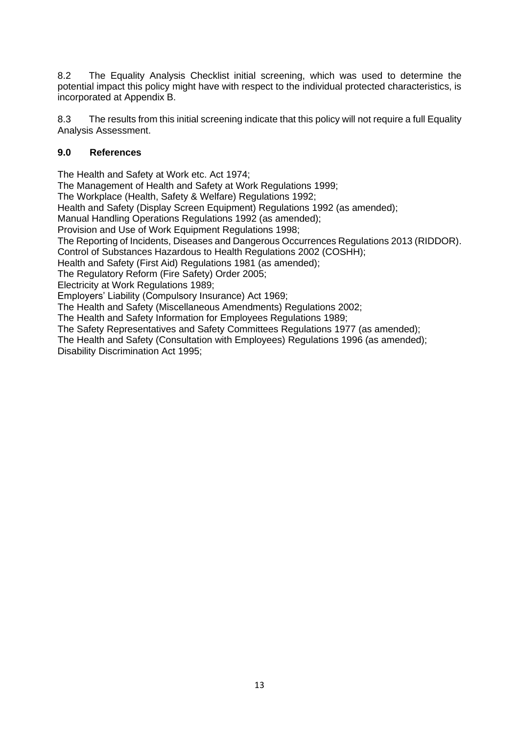8.2 The Equality Analysis Checklist initial screening, which was used to determine the potential impact this policy might have with respect to the individual protected characteristics, is incorporated at Appendix B.

8.3 The results from this initial screening indicate that this policy will not require a full Equality Analysis Assessment.

## 9.0 References

The Health and Safety at Work etc. Act 1974;
The Management of Health and Safety at Work Regulations 1999;
The Workplace (Health, Safety & Welfare) Regulations 1992;
Health and Safety (Display Screen Equipment) Regulations 1992 (as amended);
Manual Handling Operations Regulations 1992 (as amended);
Provision and Use of Work Equipment Regulations 1998;
The Reporting of Incidents, Diseases and Dangerous Occurrences Regulations 2013 (RIDDOR).
Control of Substances Hazardous to Health Regulations 2002 (COSHH);
Health and Safety (First Aid) Regulations 1981 (as amended);
The Regulatory Reform (Fire Safety) Order 2005;
Electricity at Work Regulations 1989;
Employers' Liability (Compulsory Insurance) Act 1969;
The Health and Safety (Miscellaneous Amendments) Regulations 2002;
The Health and Safety Information for Employees Regulations 1989;
The Safety Representatives and Safety Committees Regulations 1977 (as amended);
The Health and Safety (Consultation with Employees) Regulations 1996 (as amended);
Disability Discrimination Act 1995;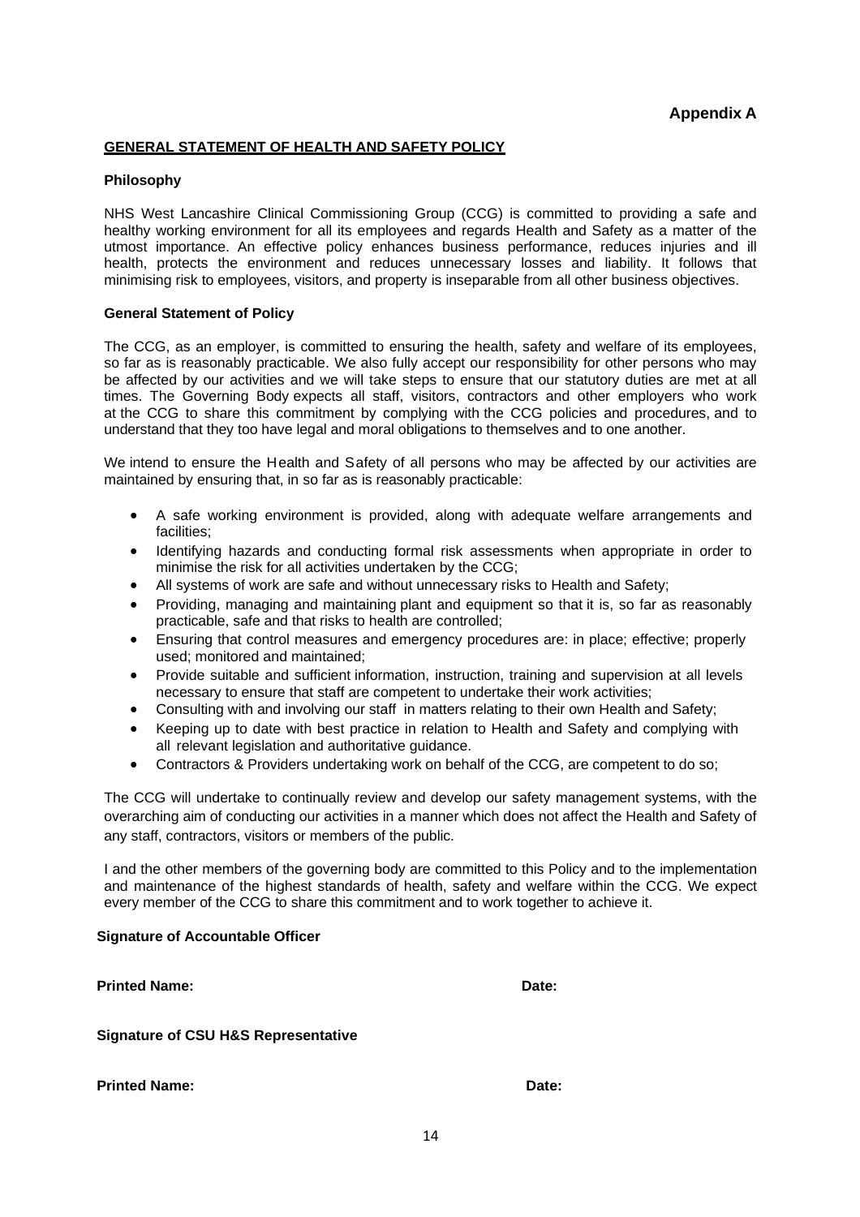**Appendix A**

## GENERAL STATEMENT OF HEALTH AND SAFETY POLICY

**Philosophy**

NHS West Lancashire Clinical Commissioning Group (CCG) is committed to providing a safe and healthy working environment for all its employees and regards Health and Safety as a matter of the utmost importance. An effective policy enhances business performance, reduces injuries and ill health, protects the environment and reduces unnecessary losses and liability. It follows that minimising risk to employees, visitors, and property is inseparable from all other business objectives.

**General Statement of Policy**

The CCG, as an employer, is committed to ensuring the health, safety and welfare of its employees, so far as is reasonably practicable. We also fully accept our responsibility for other persons who may be affected by our activities and we will take steps to ensure that our statutory duties are met at all times. The Governing Body expects all staff, visitors, contractors and other employers who work at the CCG to share this commitment by complying with the CCG policies and procedures, and to understand that they too have legal and moral obligations to themselves and to one another.

We intend to ensure the Health and Safety of all persons who may be affected by our activities are maintained by ensuring that, in so far as is reasonably practicable:

- A safe working environment is provided, along with adequate welfare arrangements and facilities;
- Identifying hazards and conducting formal risk assessments when appropriate in order to minimise the risk for all activities undertaken by the CCG;
- All systems of work are safe and without unnecessary risks to Health and Safety;
- Providing, managing and maintaining plant and equipment so that it is, so far as reasonably practicable, safe and that risks to health are controlled;
- Ensuring that control measures and emergency procedures are: in place; effective; properly used; monitored and maintained;
- Provide suitable and sufficient information, instruction, training and supervision at all levels necessary to ensure that staff are competent to undertake their work activities;
- Consulting with and involving our staff in matters relating to their own Health and Safety;
- Keeping up to date with best practice in relation to Health and Safety and complying with all relevant legislation and authoritative guidance.
- Contractors & Providers undertaking work on behalf of the CCG, are competent to do so;

The CCG will undertake to continually review and develop our safety management systems, with the overarching aim of conducting our activities in a manner which does not affect the Health and Safety of any staff, contractors, visitors or members of the public.

I and the other members of the governing body are committed to this Policy and to the implementation and maintenance of the highest standards of health, safety and welfare within the CCG. We expect every member of the CCG to share this commitment and to work together to achieve it.

**Signature of Accountable Officer**

**Printed Name:** **Date:**

**Signature of CSU H&S Representative**

**Printed Name:** **Date:**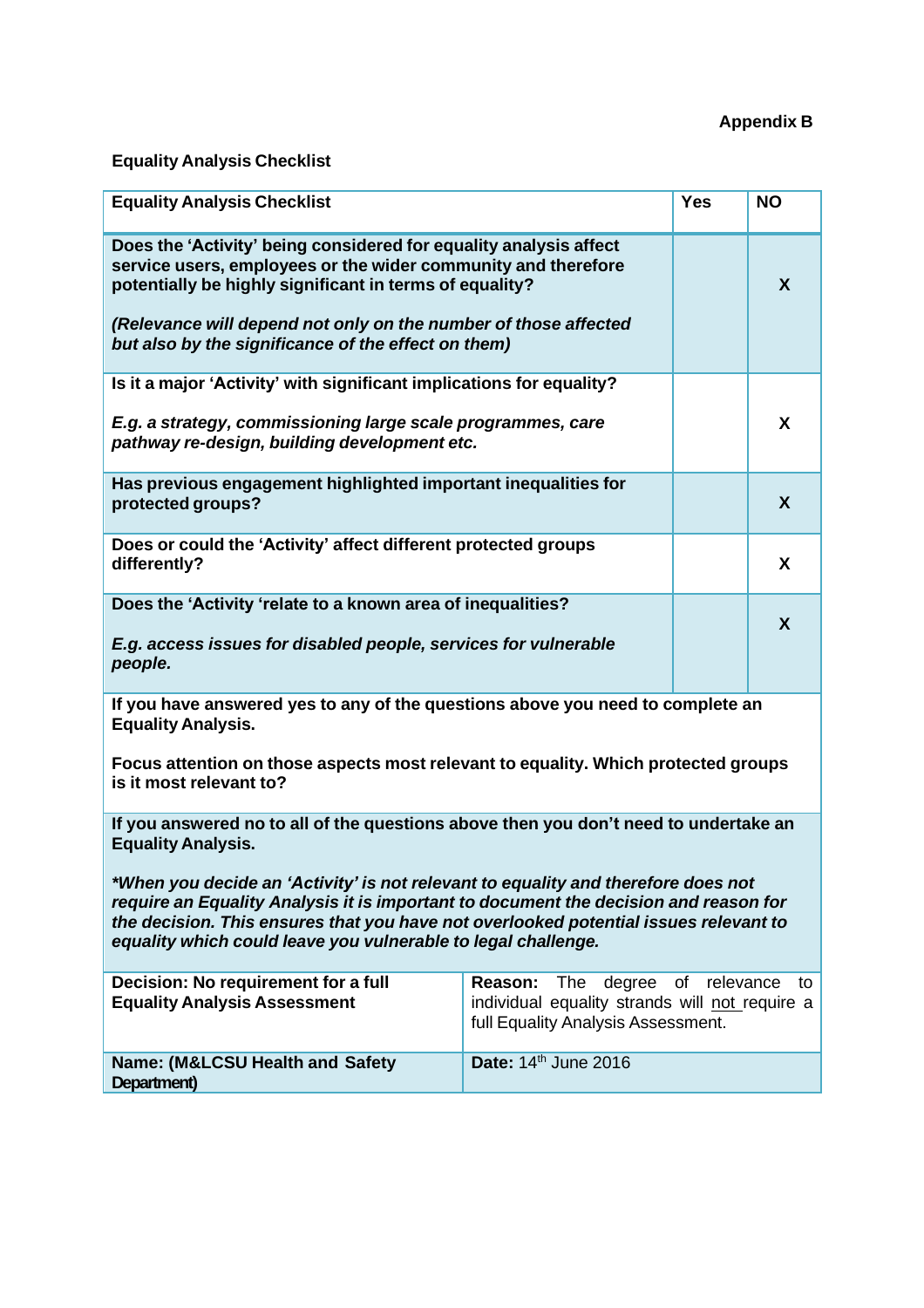**Appendix B**

**Equality Analysis Checklist**

| **Equality Analysis Checklist** | **Yes** | **NO** |
|---|---|---|
| **Does the 'Activity' being considered for equality analysis affect service users, employees or the wider community and therefore potentially be highly significant in terms of equality?**<br><br>***(Relevance will depend not only on the number of those affected but also by the significance of the effect on them)*** | | **X** |
| **Is it a major 'Activity' with significant implications for equality?**<br><br>***E.g. a strategy, commissioning large scale programmes, care pathway re-design, building development etc.*** | | **X** |
| **Has previous engagement highlighted important inequalities for protected groups?** | | **X** |
| **Does or could the 'Activity' affect different protected groups differently?** | | **X** |
| **Does the 'Activity 'relate to a known area of inequalities?**<br><br>***E.g. access issues for disabled people, services for vulnerable people.*** | | **X** |
| **If you have answered yes to any of the questions above you need to complete an Equality Analysis.**<br><br>**Focus attention on those aspects most relevant to equality. Which protected groups is it most relevant to?** | | |
| **If you answered no to all of the questions above then you don't need to undertake an Equality Analysis.**<br><br>***\*When you decide an 'Activity' is not relevant to equality and therefore does not require an Equality Analysis it is important to document the decision and reason for the decision. This ensures that you have not overlooked potential issues relevant to equality which could leave you vulnerable to legal challenge.*** | | |
| **Decision: No requirement for a full Equality Analysis Assessment** | **Reason:** The degree of relevance to individual equality strands will not require a full Equality Analysis Assessment. | |
| **Name: (M&LCSU Health and Safety Department)** | **Date:** 14th June 2016 | |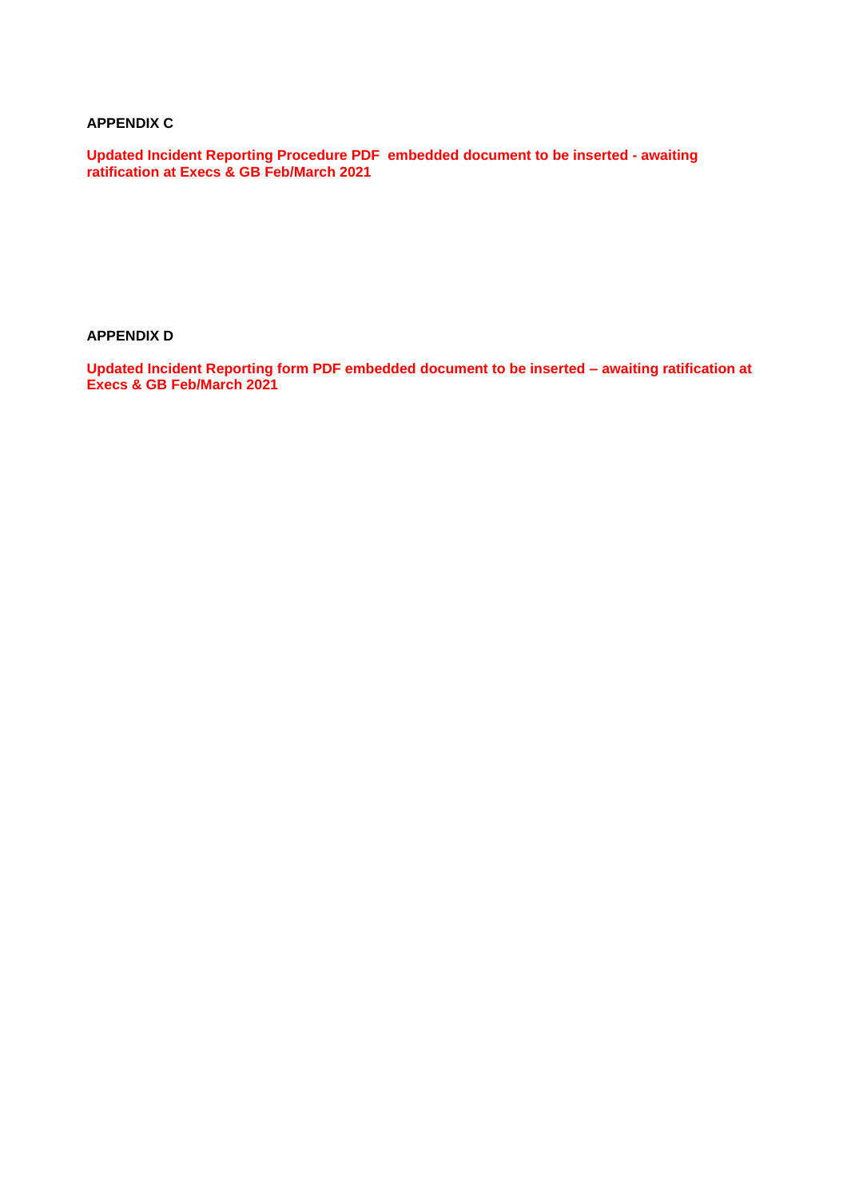**APPENDIX C**

**Updated Incident Reporting Procedure PDF embedded document to be inserted - awaiting ratification at Execs & GB Feb/March 2021**

**APPENDIX D**

**Updated Incident Reporting form PDF embedded document to be inserted – awaiting ratification at Execs & GB Feb/March 2021**